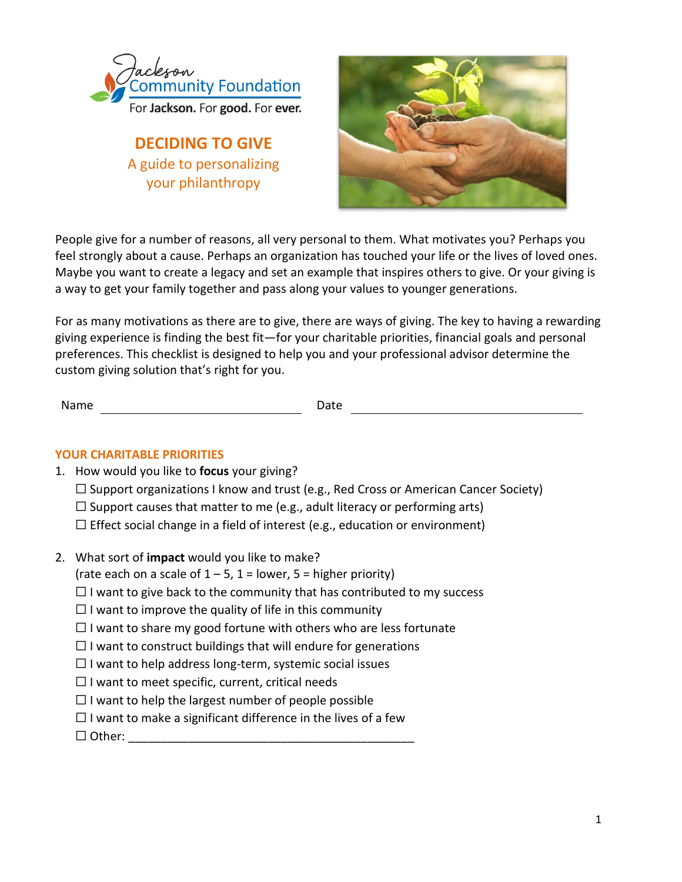Jackson Community Foundation

For **Jackson.** For **good.** For **ever.**

# DECIDING TO GIVE

## A guide to personalizing your philanthropy

People give for a number of reasons, all very personal to them. What motivates you? Perhaps you feel strongly about a cause. Perhaps an organization has touched your life or the lives of loved ones. Maybe you want to create a legacy and set an example that inspires others to give. Or your giving is a way to get your family together and pass along your values to younger generations.

For as many motivations as there are to give, there are ways of giving. The key to having a rewarding giving experience is finding the best fit—for your charitable priorities, financial goals and personal preferences. This checklist is designed to help you and your professional advisor determine the custom giving solution that's right for you.

Name ______________________________ Date ______________________________

### YOUR CHARITABLE PRIORITIES

1. How would you like to **focus** your giving?
   - ☐ Support organizations I know and trust (e.g., Red Cross or American Cancer Society)
   - ☐ Support causes that matter to me (e.g., adult literacy or performing arts)
   - ☐ Effect social change in a field of interest (e.g., education or environment)

2. What sort of **impact** would you like to make?
   (rate each on a scale of 1 – 5, 1 = lower, 5 = higher priority)
   - ☐ I want to give back to the community that has contributed to my success
   - ☐ I want to improve the quality of life in this community
   - ☐ I want to share my good fortune with others who are less fortunate
   - ☐ I want to construct buildings that will endure for generations
   - ☐ I want to help address long-term, systemic social issues
   - ☐ I want to meet specific, current, critical needs
   - ☐ I want to help the largest number of people possible
   - ☐ I want to make a significant difference in the lives of a few
   - ☐ Other: ____________________________________________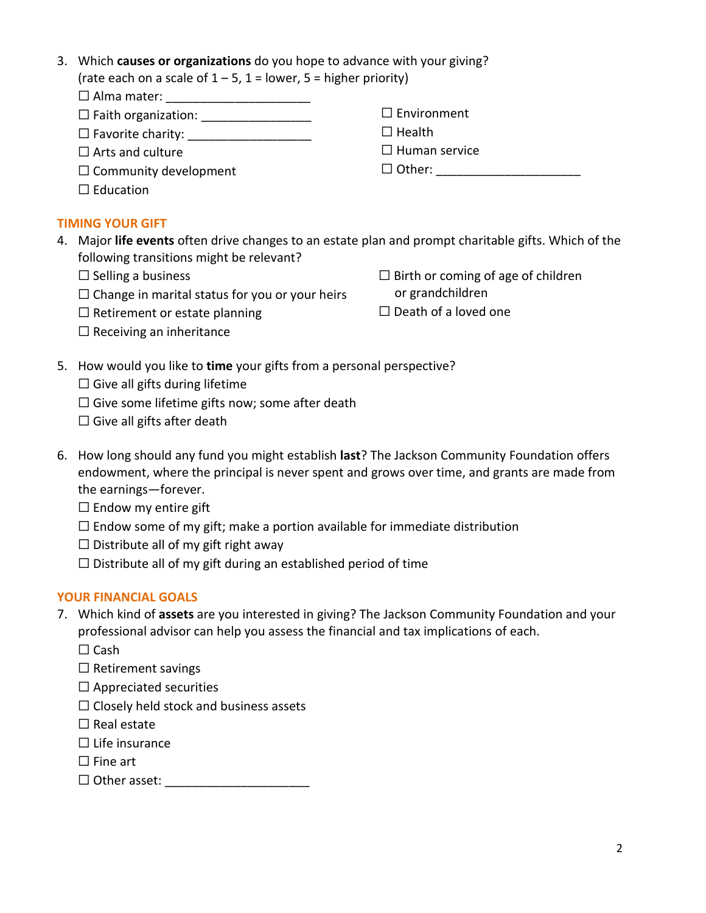3. Which **causes or organizations** do you hope to advance with your giving?
   (rate each on a scale of 1 – 5, 1 = lower, 5 = higher priority)
   ☐ Alma mater: _____________________
   ☐ Faith organization: ________________
   ☐ Favorite charity: __________________
   ☐ Arts and culture
   ☐ Community development
   ☐ Education
   ☐ Environment
   ☐ Health
   ☐ Human service
   ☐ Other: _____________________

## TIMING YOUR GIFT

4. Major **life events** often drive changes to an estate plan and prompt charitable gifts. Which of the following transitions might be relevant?
   ☐ Selling a business
   ☐ Change in marital status for you or your heirs
   ☐ Retirement or estate planning
   ☐ Receiving an inheritance
   ☐ Birth or coming of age of children or grandchildren
   ☐ Death of a loved one

5. How would you like to **time** your gifts from a personal perspective?
   ☐ Give all gifts during lifetime
   ☐ Give some lifetime gifts now; some after death
   ☐ Give all gifts after death

6. How long should any fund you might establish **last**? The Jackson Community Foundation offers endowment, where the principal is never spent and grows over time, and grants are made from the earnings—forever.
   ☐ Endow my entire gift
   ☐ Endow some of my gift; make a portion available for immediate distribution
   ☐ Distribute all of my gift right away
   ☐ Distribute all of my gift during an established period of time

## YOUR FINANCIAL GOALS

7. Which kind of **assets** are you interested in giving? The Jackson Community Foundation and your professional advisor can help you assess the financial and tax implications of each.
   ☐ Cash
   ☐ Retirement savings
   ☐ Appreciated securities
   ☐ Closely held stock and business assets
   ☐ Real estate
   ☐ Life insurance
   ☐ Fine art
   ☐ Other asset: _____________________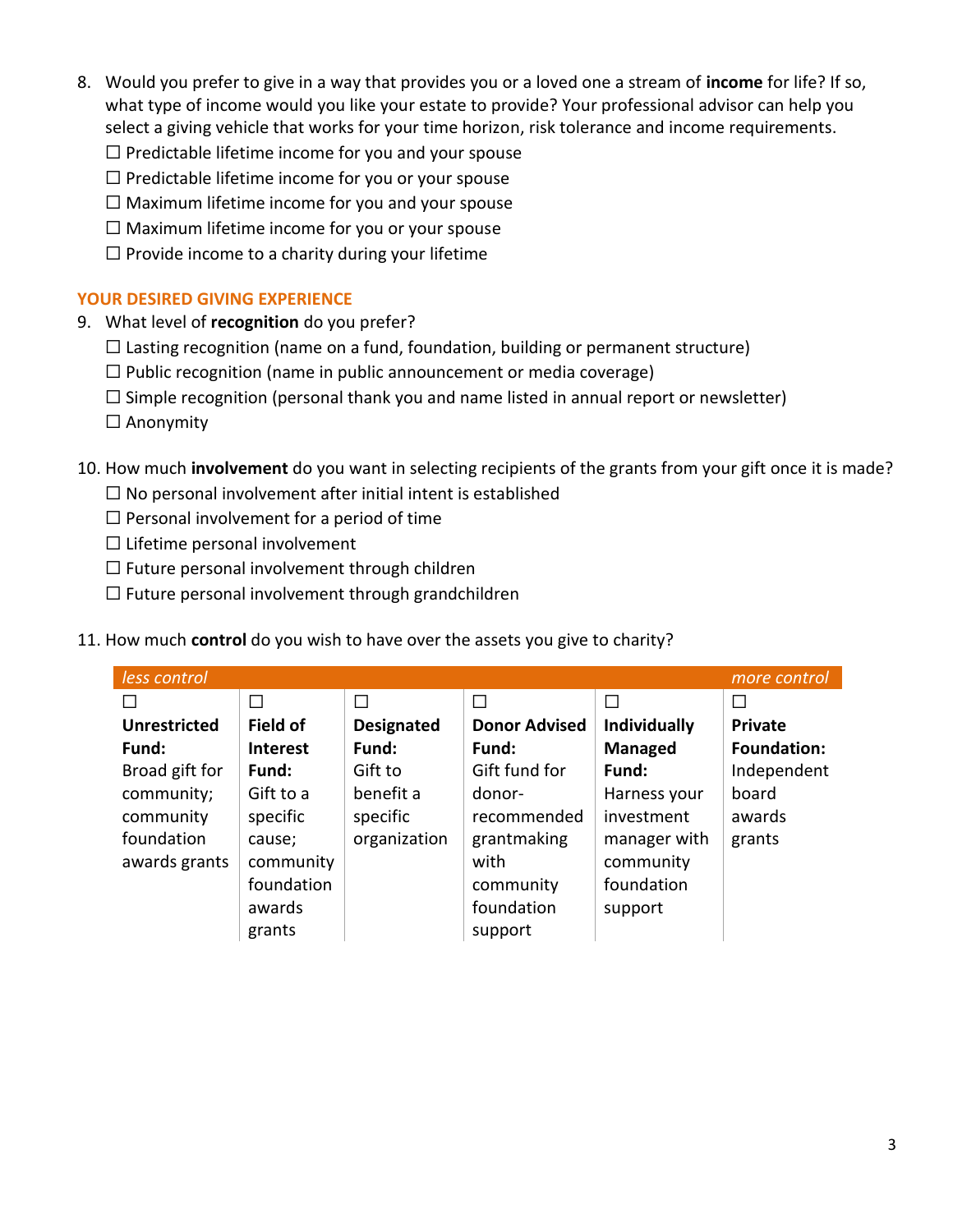8. Would you prefer to give in a way that provides you or a loved one a stream of **income** for life? If so, what type of income would you like your estate to provide? Your professional advisor can help you select a giving vehicle that works for your time horizon, risk tolerance and income requirements.
   ☐ Predictable lifetime income for you and your spouse
   ☐ Predictable lifetime income for you or your spouse
   ☐ Maximum lifetime income for you and your spouse
   ☐ Maximum lifetime income for you or your spouse
   ☐ Provide income to a charity during your lifetime

## YOUR DESIRED GIVING EXPERIENCE

9. What level of **recognition** do you prefer?
   ☐ Lasting recognition (name on a fund, foundation, building or permanent structure)
   ☐ Public recognition (name in public announcement or media coverage)
   ☐ Simple recognition (personal thank you and name listed in annual report or newsletter)
   ☐ Anonymity

10. How much **involvement** do you want in selecting recipients of the grants from your gift once it is made?
    ☐ No personal involvement after initial intent is established
    ☐ Personal involvement for a period of time
    ☐ Lifetime personal involvement
    ☐ Future personal involvement through children
    ☐ Future personal involvement through grandchildren

11. How much **control** do you wish to have over the assets you give to charity?

| *less control* | | | | | *more control* |
|---|---|---|---|---|---|
| ☐ **Unrestricted Fund:** Broad gift for community; community foundation awards grants | ☐ **Field of Interest Fund:** Gift to a specific cause; community foundation awards grants | ☐ **Designated Fund:** Gift to benefit a specific organization | ☐ **Donor Advised Fund:** Gift fund for donor-recommended grantmaking with community foundation support | ☐ **Individually Managed Fund:** Harness your investment manager with community foundation support | ☐ **Private Foundation:** Independent board awards grants |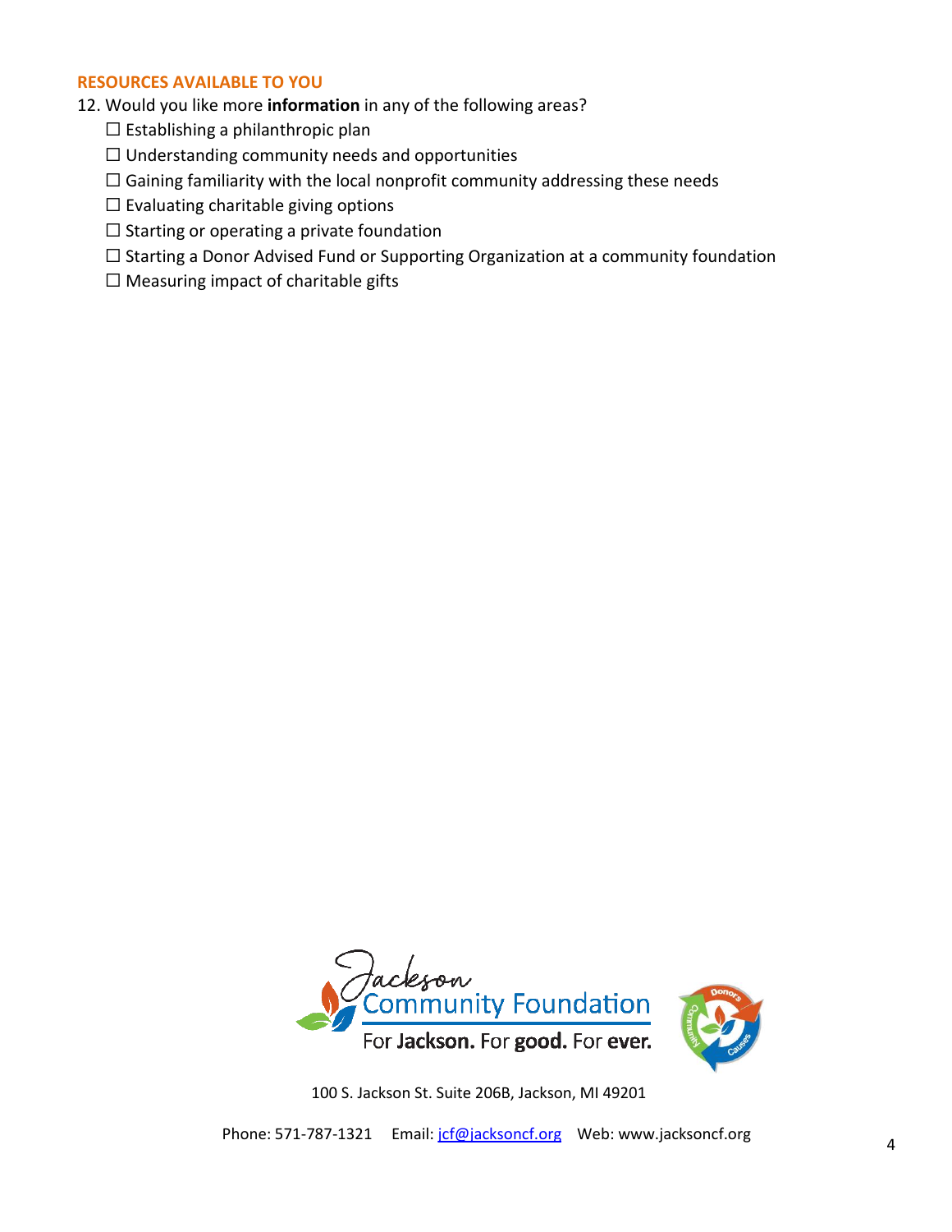## RESOURCES AVAILABLE TO YOU

12. Would you like more **information** in any of the following areas?

    ☐ Establishing a philanthropic plan

    ☐ Understanding community needs and opportunities

    ☐ Gaining familiarity with the local nonprofit community addressing these needs

    ☐ Evaluating charitable giving options

    ☐ Starting or operating a private foundation

    ☐ Starting a Donor Advised Fund or Supporting Organization at a community foundation

    ☐ Measuring impact of charitable gifts

Jackson Community Foundation

For **Jackson.** For **good.** For **ever.**

100 S. Jackson St. Suite 206B, Jackson, MI 49201

Phone: 571-787-1321 Email: jcf@jacksoncf.org Web: www.jacksoncf.org